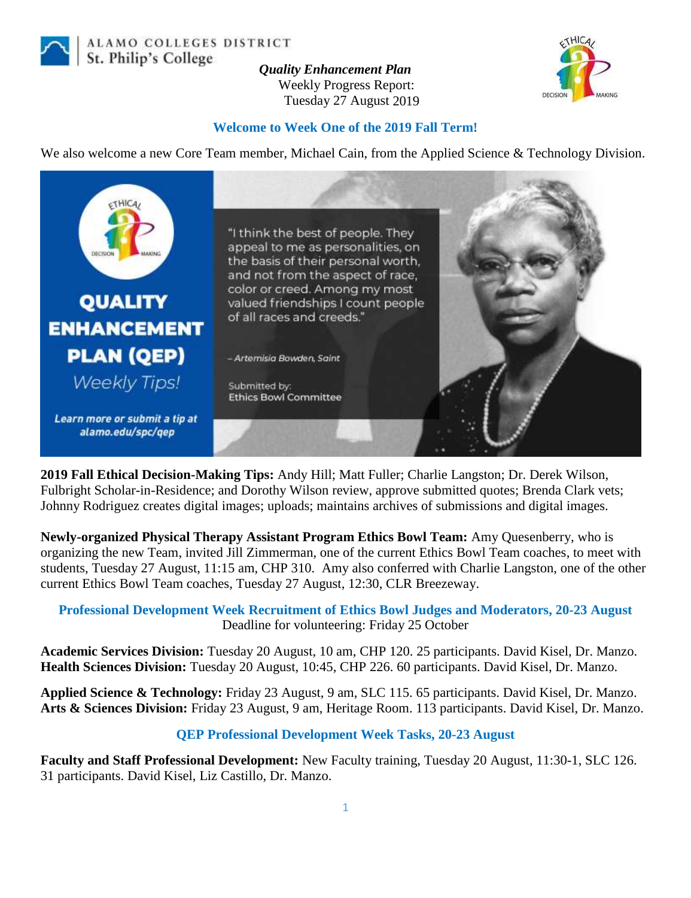ALAMO COLLEGES DISTRICT
St. Philip's College

***Quality Enhancement Plan***
Weekly Progress Report:
Tuesday 27 August 2019

## Welcome to Week One of the 2019 Fall Term!

We also welcome a new Core Team member, Michael Cain, from the Applied Science & Technology Division.

QUALITY ENHANCEMENT PLAN (QEP)
*Weekly Tips!*

"I think the best of people. They appeal to me as personalities, on the basis of their personal worth, and not from the aspect of race, color or creed. Among my most valued friendships I count people of all races and creeds."

*– Artemisia Bowden, Saint*

Submitted by:
Ethics Bowl Committee

***Learn more or submit a tip at alamo.edu/spc/qep***

**2019 Fall Ethical Decision-Making Tips:** Andy Hill; Matt Fuller; Charlie Langston; Dr. Derek Wilson, Fulbright Scholar-in-Residence; and Dorothy Wilson review, approve submitted quotes; Brenda Clark vets; Johnny Rodriguez creates digital images; uploads; maintains archives of submissions and digital images.

**Newly-organized Physical Therapy Assistant Program Ethics Bowl Team:** Amy Quesenberry, who is organizing the new Team, invited Jill Zimmerman, one of the current Ethics Bowl Team coaches, to meet with students, Tuesday 27 August, 11:15 am, CHP 310. Amy also conferred with Charlie Langston, one of the other current Ethics Bowl Team coaches, Tuesday 27 August, 12:30, CLR Breezeway.

## Professional Development Week Recruitment of Ethics Bowl Judges and Moderators, 20-23 August

Deadline for volunteering: Friday 25 October

**Academic Services Division:** Tuesday 20 August, 10 am, CHP 120. 25 participants. David Kisel, Dr. Manzo.
**Health Sciences Division:** Tuesday 20 August, 10:45, CHP 226. 60 participants. David Kisel, Dr. Manzo.

**Applied Science & Technology:** Friday 23 August, 9 am, SLC 115. 65 participants. David Kisel, Dr. Manzo.
**Arts & Sciences Division:** Friday 23 August, 9 am, Heritage Room. 113 participants. David Kisel, Dr. Manzo.

## QEP Professional Development Week Tasks, 20-23 August

**Faculty and Staff Professional Development:** New Faculty training, Tuesday 20 August, 11:30-1, SLC 126. 31 participants. David Kisel, Liz Castillo, Dr. Manzo.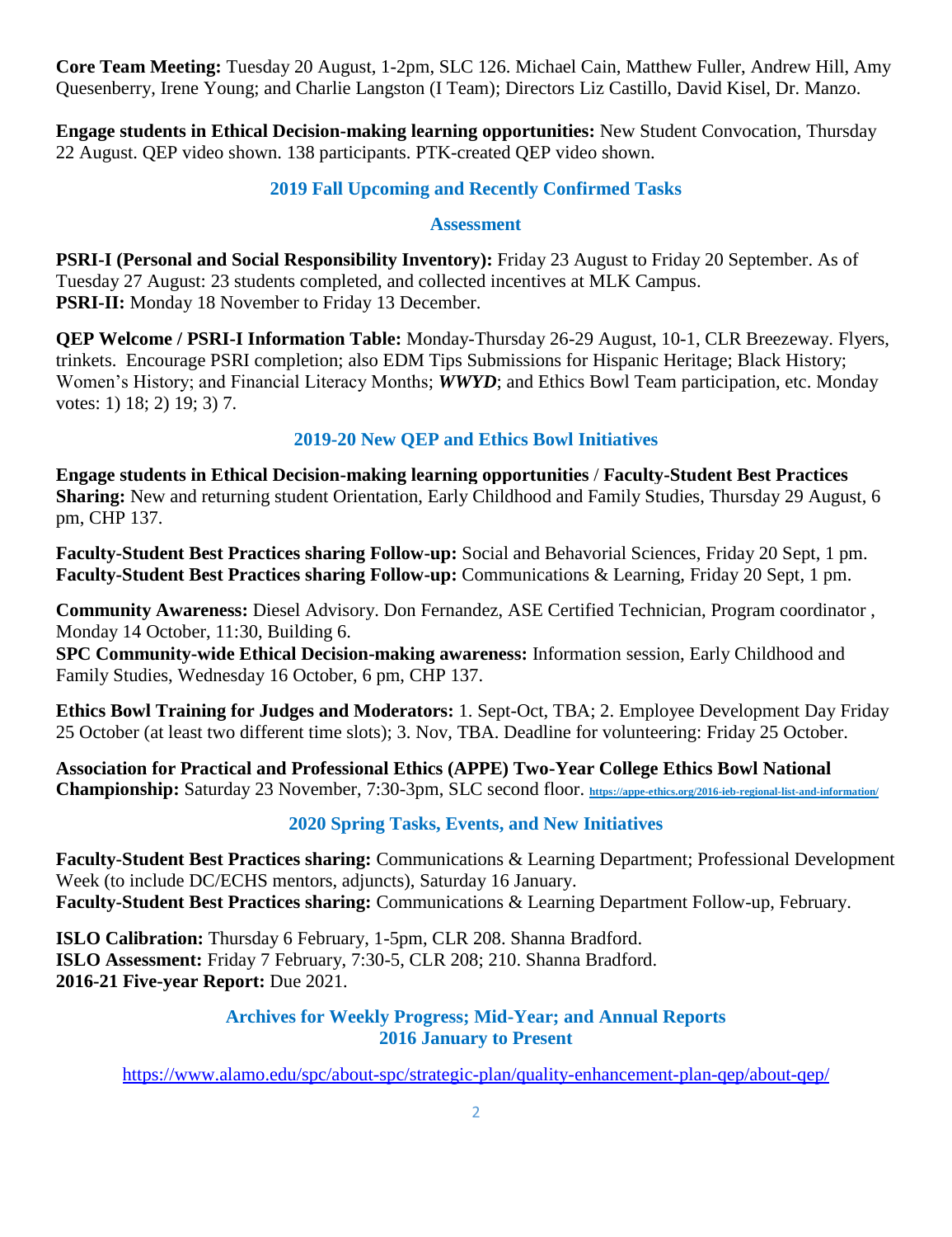**Core Team Meeting:** Tuesday 20 August, 1-2pm, SLC 126. Michael Cain, Matthew Fuller, Andrew Hill, Amy Quesenberry, Irene Young; and Charlie Langston (I Team); Directors Liz Castillo, David Kisel, Dr. Manzo.

**Engage students in Ethical Decision-making learning opportunities:** New Student Convocation, Thursday 22 August. QEP video shown. 138 participants. PTK-created QEP video shown.

## 2019 Fall Upcoming and Recently Confirmed Tasks

### Assessment

**PSRI-I (Personal and Social Responsibility Inventory):** Friday 23 August to Friday 20 September. As of Tuesday 27 August: 23 students completed, and collected incentives at MLK Campus.
**PSRI-II:** Monday 18 November to Friday 13 December.

**QEP Welcome / PSRI-I Information Table:** Monday-Thursday 26-29 August, 10-1, CLR Breezeway. Flyers, trinkets. Encourage PSRI completion; also EDM Tips Submissions for Hispanic Heritage; Black History; Women's History; and Financial Literacy Months; ***WWYD***; and Ethics Bowl Team participation, etc. Monday votes: 1) 18; 2) 19; 3) 7.

## 2019-20 New QEP and Ethics Bowl Initiatives

**Engage students in Ethical Decision-making learning opportunities / Faculty-Student Best Practices Sharing:** New and returning student Orientation, Early Childhood and Family Studies, Thursday 29 August, 6 pm, CHP 137.

**Faculty-Student Best Practices sharing Follow-up:** Social and Behavorial Sciences, Friday 20 Sept, 1 pm.
**Faculty-Student Best Practices sharing Follow-up:** Communications & Learning, Friday 20 Sept, 1 pm.

**Community Awareness:** Diesel Advisory. Don Fernandez, ASE Certified Technician, Program coordinator , Monday 14 October, 11:30, Building 6.
**SPC Community-wide Ethical Decision-making awareness:** Information session, Early Childhood and Family Studies, Wednesday 16 October, 6 pm, CHP 137.

**Ethics Bowl Training for Judges and Moderators:** 1. Sept-Oct, TBA; 2. Employee Development Day Friday 25 October (at least two different time slots); 3. Nov, TBA. Deadline for volunteering: Friday 25 October.

**Association for Practical and Professional Ethics (APPE) Two-Year College Ethics Bowl National Championship:** Saturday 23 November, 7:30-3pm, SLC second floor. https://appe-ethics.org/2016-ieb-regional-list-and-information/

## 2020 Spring Tasks, Events, and New Initiatives

**Faculty-Student Best Practices sharing:** Communications & Learning Department; Professional Development Week (to include DC/ECHS mentors, adjuncts), Saturday 16 January.
**Faculty-Student Best Practices sharing:** Communications & Learning Department Follow-up, February.

**ISLO Calibration:** Thursday 6 February, 1-5pm, CLR 208. Shanna Bradford.
**ISLO Assessment:** Friday 7 February, 7:30-5, CLR 208; 210. Shanna Bradford.
**2016-21 Five-year Report:** Due 2021.

## Archives for Weekly Progress; Mid-Year; and Annual Reports 2016 January to Present

https://www.alamo.edu/spc/about-spc/strategic-plan/quality-enhancement-plan-qep/about-qep/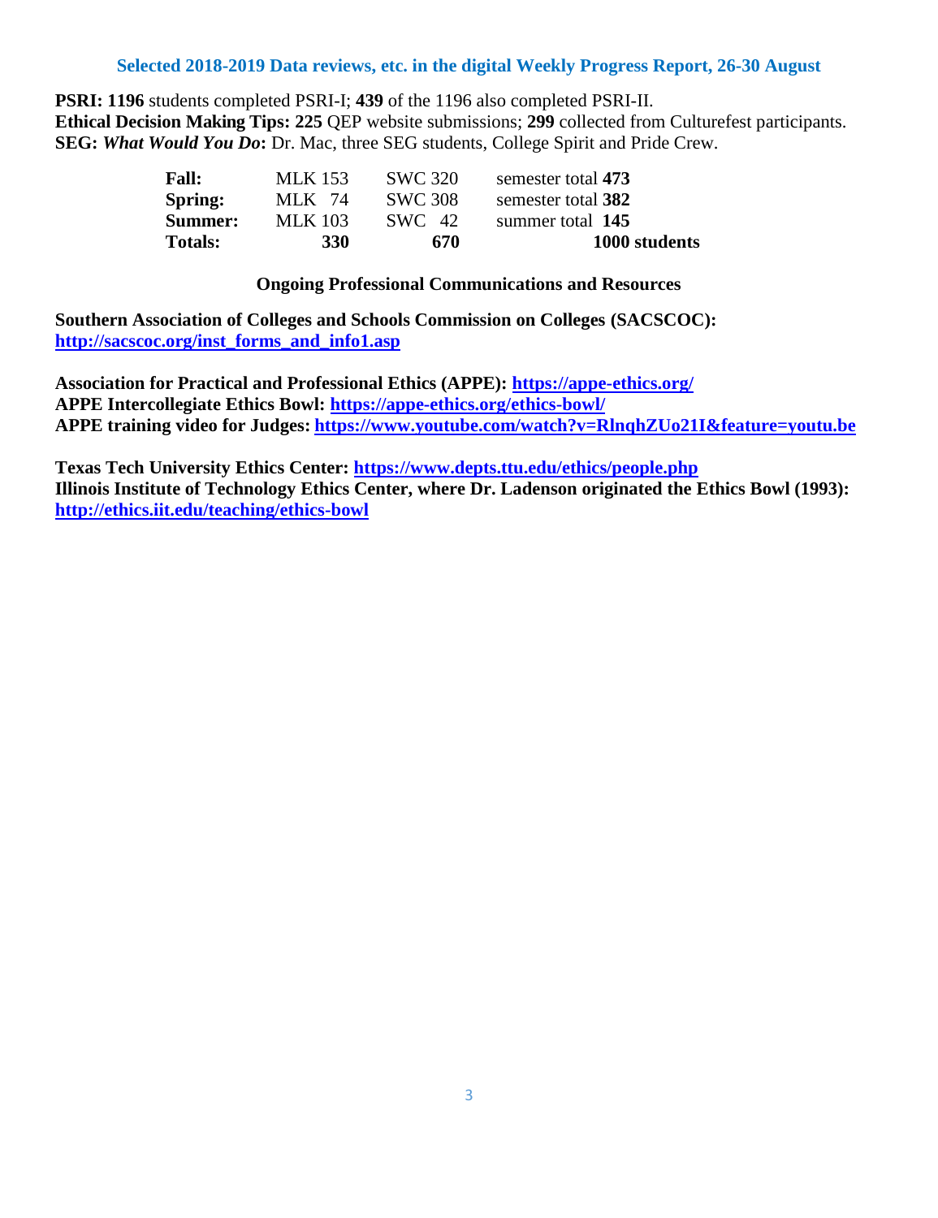**Selected 2018-2019 Data reviews, etc. in the digital Weekly Progress Report, 26-30 August**

**PSRI: 1196** students completed PSRI-I; **439** of the 1196 also completed PSRI-II.
**Ethical Decision Making Tips: 225** QEP website submissions; **299** collected from Culturefest participants.
**SEG:** ***What Would You Do*:** Dr. Mac, three SEG students, College Spirit and Pride Crew.

| | | | |
|---|---|---|---|
| **Fall:** | MLK 153 | SWC 320 | semester total **473** |
| **Spring:** | MLK 74 | SWC 308 | semester total **382** |
| **Summer:** | MLK 103 | SWC 42 | summer total **145** |
| **Totals:** | **330** | **670** | **1000 students** |

**Ongoing Professional Communications and Resources**

**Southern Association of Colleges and Schools Commission on Colleges (SACSCOC):** **http://sacscoc.org/inst_forms_and_info1.asp**

**Association for Practical and Professional Ethics (APPE): https://appe-ethics.org/**
**APPE Intercollegiate Ethics Bowl: https://appe-ethics.org/ethics-bowl/**
**APPE training video for Judges: https://www.youtube.com/watch?v=RlnqhZUo21I&feature=youtu.be**

**Texas Tech University Ethics Center: https://www.depts.ttu.edu/ethics/people.php**
**Illinois Institute of Technology Ethics Center, where Dr. Ladenson originated the Ethics Bowl (1993):** **http://ethics.iit.edu/teaching/ethics-bowl**